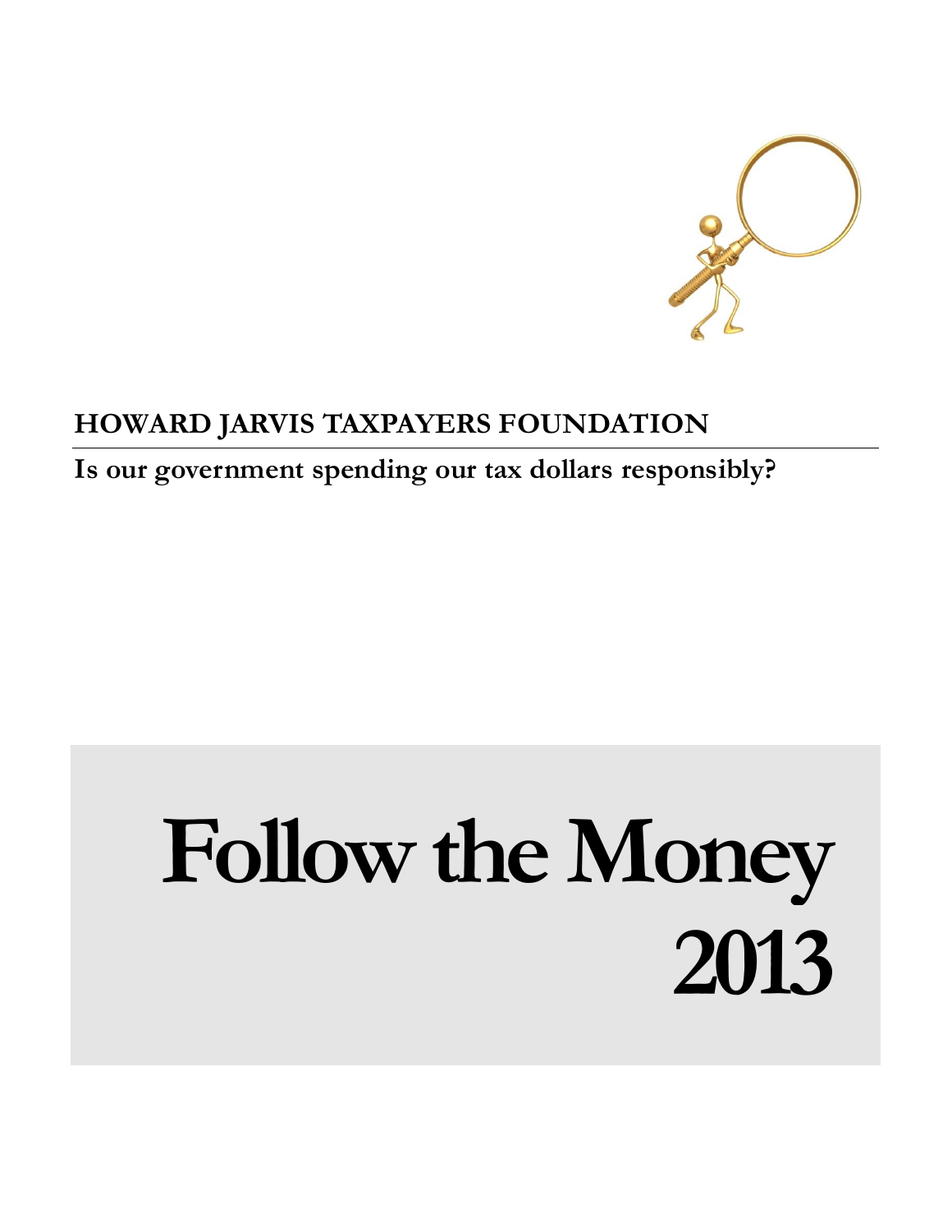**HOWARD JARVIS TAXPAYERS FOUNDATION**

**Is our government spending our tax dollars responsibly?**

# Follow the Money 2013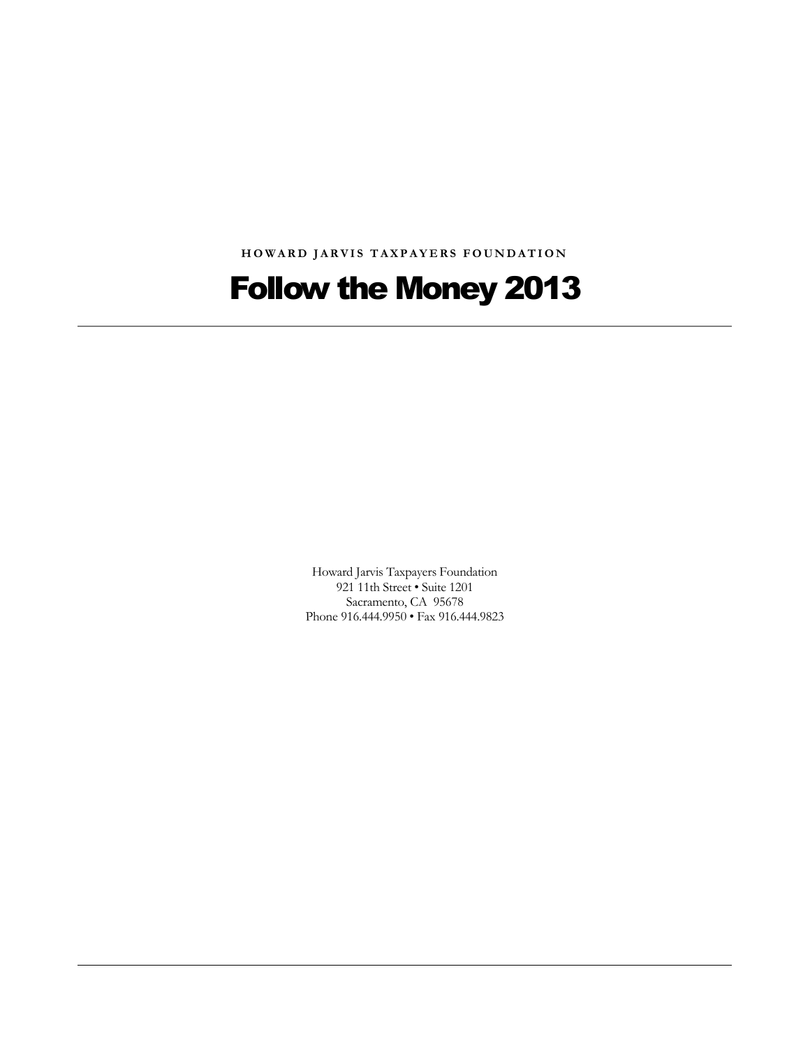HOWARD JARVIS TAXPAYERS FOUNDATION

# Follow the Money 2013

---

Howard Jarvis Taxpayers Foundation
921 11th Street • Suite 1201
Sacramento, CA 95678
Phone 916.444.9950 • Fax 916.444.9823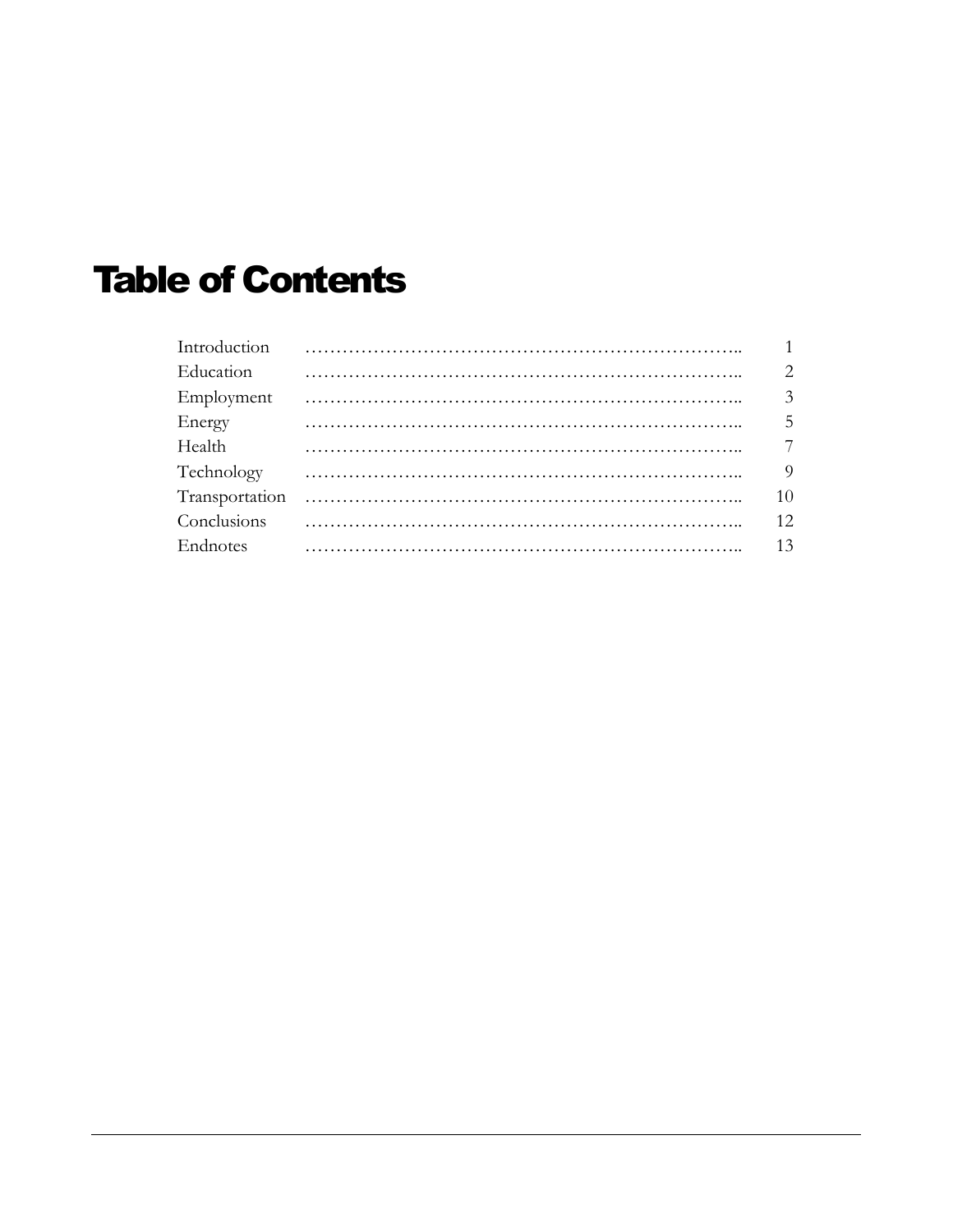# Table of Contents

| Section | Page |
| --- | --- |
| Introduction | 1 |
| Education | 2 |
| Employment | 3 |
| Energy | 5 |
| Health | 7 |
| Technology | 9 |
| Transportation | 10 |
| Conclusions | 12 |
| Endnotes | 13 |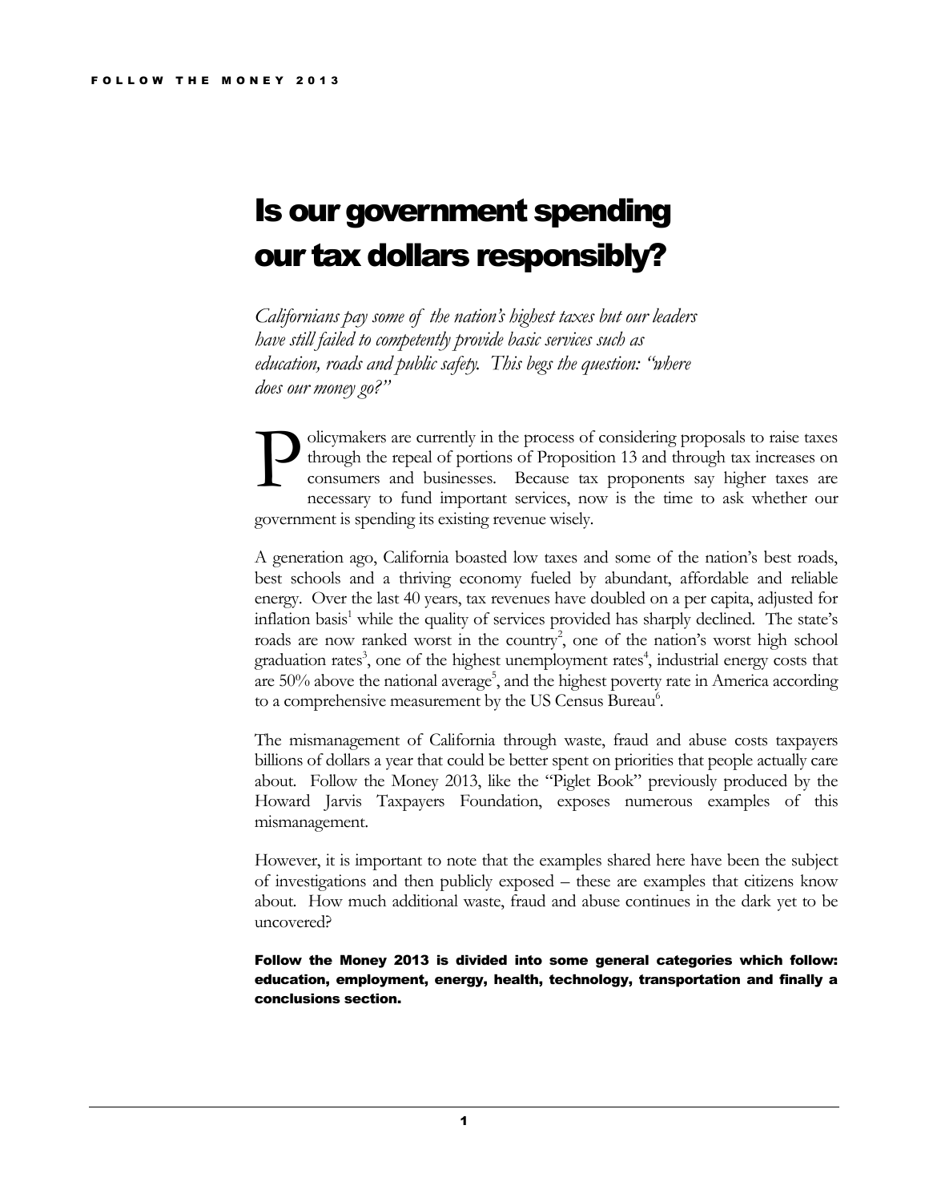# Is our government spending our tax dollars responsibly?

*Californians pay some of the nation's highest taxes but our leaders have still failed to competently provide basic services such as education, roads and public safety. This begs the question: "where does our money go?"*

Policymakers are currently in the process of considering proposals to raise taxes through the repeal of portions of Proposition 13 and through tax increases on consumers and businesses. Because tax proponents say higher taxes are necessary to fund important services, now is the time to ask whether our government is spending its existing revenue wisely.

A generation ago, California boasted low taxes and some of the nation's best roads, best schools and a thriving economy fueled by abundant, affordable and reliable energy. Over the last 40 years, tax revenues have doubled on a per capita, adjusted for inflation basis[1] while the quality of services provided has sharply declined. The state's roads are now ranked worst in the country[2], one of the nation's worst high school graduation rates[3], one of the highest unemployment rates[4], industrial energy costs that are 50% above the national average[5], and the highest poverty rate in America according to a comprehensive measurement by the US Census Bureau[6].

The mismanagement of California through waste, fraud and abuse costs taxpayers billions of dollars a year that could be better spent on priorities that people actually care about. Follow the Money 2013, like the "Piglet Book" previously produced by the Howard Jarvis Taxpayers Foundation, exposes numerous examples of this mismanagement.

However, it is important to note that the examples shared here have been the subject of investigations and then publicly exposed – these are examples that citizens know about. How much additional waste, fraud and abuse continues in the dark yet to be uncovered?

**Follow the Money 2013 is divided into some general categories which follow: education, employment, energy, health, technology, transportation and finally a conclusions section.**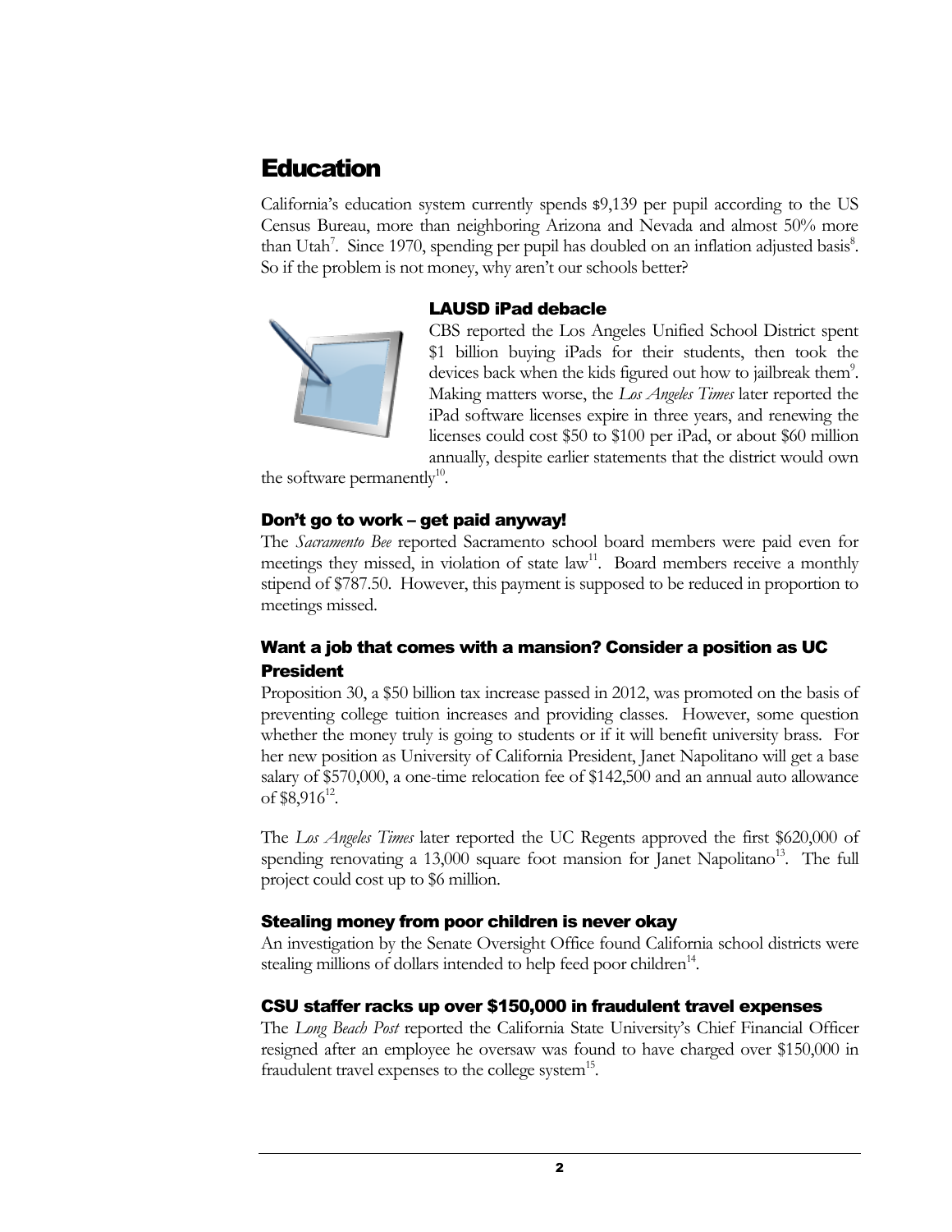# Education

California's education system currently spends $9,139 per pupil according to the US Census Bureau, more than neighboring Arizona and Nevada and almost 50% more than Utah[7]. Since 1970, spending per pupil has doubled on an inflation adjusted basis[8]. So if the problem is not money, why aren't our schools better?

### LAUSD iPad debacle

CBS reported the Los Angeles Unified School District spent $1 billion buying iPads for their students, then took the devices back when the kids figured out how to jailbreak them[9]. Making matters worse, the *Los Angeles Times* later reported the iPad software licenses expire in three years, and renewing the licenses could cost $50 to $100 per iPad, or about $60 million annually, despite earlier statements that the district would own the software permanently[10].

### Don't go to work – get paid anyway!

The *Sacramento Bee* reported Sacramento school board members were paid even for meetings they missed, in violation of state law[11]. Board members receive a monthly stipend of $787.50. However, this payment is supposed to be reduced in proportion to meetings missed.

### Want a job that comes with a mansion? Consider a position as UC President

Proposition 30, a $50 billion tax increase passed in 2012, was promoted on the basis of preventing college tuition increases and providing classes. However, some question whether the money truly is going to students or if it will benefit university brass. For her new position as University of California President, Janet Napolitano will get a base salary of $570,000, a one-time relocation fee of $142,500 and an annual auto allowance of $8,916[12].

The *Los Angeles Times* later reported the UC Regents approved the first $620,000 of spending renovating a 13,000 square foot mansion for Janet Napolitano[13]. The full project could cost up to $6 million.

### Stealing money from poor children is never okay

An investigation by the Senate Oversight Office found California school districts were stealing millions of dollars intended to help feed poor children[14].

### CSU staffer racks up over $150,000 in fraudulent travel expenses

The *Long Beach Post* reported the California State University's Chief Financial Officer resigned after an employee he oversaw was found to have charged over $150,000 in fraudulent travel expenses to the college system[15].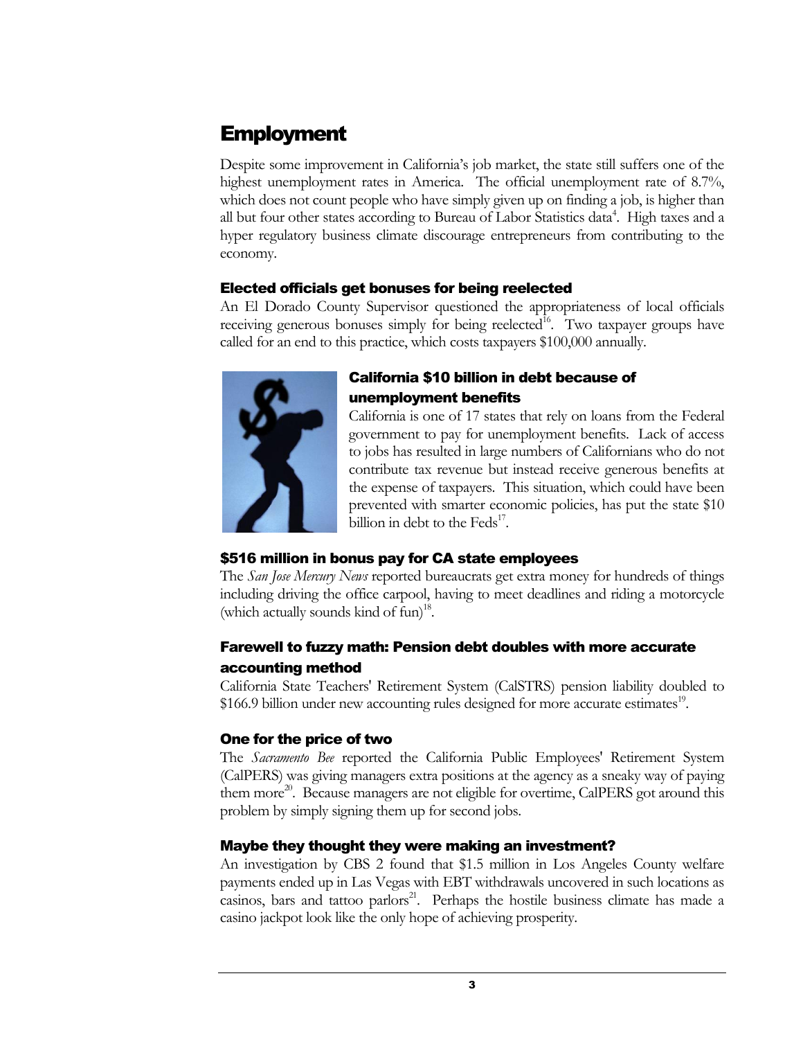## Employment

Despite some improvement in California's job market, the state still suffers one of the highest unemployment rates in America. The official unemployment rate of 8.7%, which does not count people who have simply given up on finding a job, is higher than all but four other states according to Bureau of Labor Statistics data[4]. High taxes and a hyper regulatory business climate discourage entrepreneurs from contributing to the economy.

### Elected officials get bonuses for being reelected

An El Dorado County Supervisor questioned the appropriateness of local officials receiving generous bonuses simply for being reelected[16]. Two taxpayer groups have called for an end to this practice, which costs taxpayers $100,000 annually.

### California $10 billion in debt because of unemployment benefits

California is one of 17 states that rely on loans from the Federal government to pay for unemployment benefits. Lack of access to jobs has resulted in large numbers of Californians who do not contribute tax revenue but instead receive generous benefits at the expense of taxpayers. This situation, which could have been prevented with smarter economic policies, has put the state $10 billion in debt to the Feds[17].

### $516 million in bonus pay for CA state employees

The *San Jose Mercury News* reported bureaucrats get extra money for hundreds of things including driving the office carpool, having to meet deadlines and riding a motorcycle (which actually sounds kind of fun)[18].

### Farewell to fuzzy math: Pension debt doubles with more accurate accounting method

California State Teachers' Retirement System (CalSTRS) pension liability doubled to $166.9 billion under new accounting rules designed for more accurate estimates[19].

### One for the price of two

The *Sacramento Bee* reported the California Public Employees' Retirement System (CalPERS) was giving managers extra positions at the agency as a sneaky way of paying them more[20]. Because managers are not eligible for overtime, CalPERS got around this problem by simply signing them up for second jobs.

### Maybe they thought they were making an investment?

An investigation by CBS 2 found that $1.5 million in Los Angeles County welfare payments ended up in Las Vegas with EBT withdrawals uncovered in such locations as casinos, bars and tattoo parlors[21]. Perhaps the hostile business climate has made a casino jackpot look like the only hope of achieving prosperity.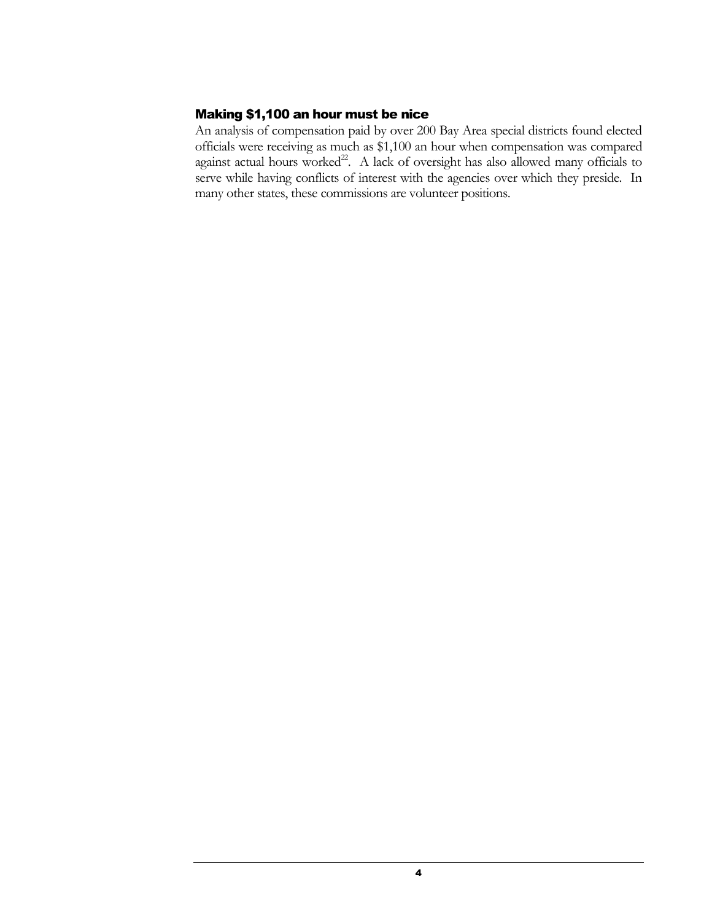### Making $1,100 an hour must be nice

An analysis of compensation paid by over 200 Bay Area special districts found elected officials were receiving as much as $1,100 an hour when compensation was compared against actual hours worked[22]. A lack of oversight has also allowed many officials to serve while having conflicts of interest with the agencies over which they preside. In many other states, these commissions are volunteer positions.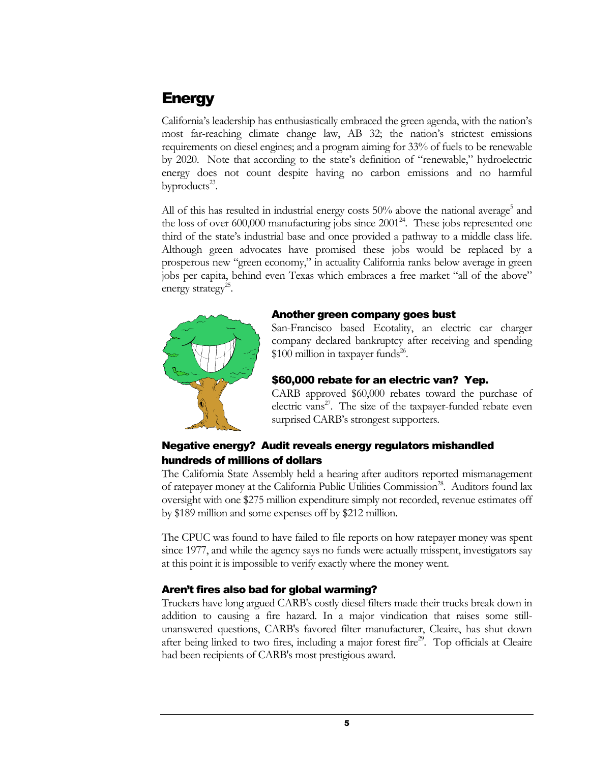# Energy

California's leadership has enthusiastically embraced the green agenda, with the nation's most far-reaching climate change law, AB 32; the nation's strictest emissions requirements on diesel engines; and a program aiming for 33% of fuels to be renewable by 2020. Note that according to the state's definition of "renewable," hydroelectric energy does not count despite having no carbon emissions and no harmful byproducts[23].

All of this has resulted in industrial energy costs 50% above the national average[5] and the loss of over 600,000 manufacturing jobs since 2001[24]. These jobs represented one third of the state's industrial base and once provided a pathway to a middle class life. Although green advocates have promised these jobs would be replaced by a prosperous new "green economy," in actuality California ranks below average in green jobs per capita, behind even Texas which embraces a free market "all of the above" energy strategy[25].

### Another green company goes bust

San-Francisco based Ecotality, an electric car charger company declared bankruptcy after receiving and spending $100 million in taxpayer funds[26].

### $60,000 rebate for an electric van? Yep.

CARB approved $60,000 rebates toward the purchase of electric vans[27]. The size of the taxpayer-funded rebate even surprised CARB's strongest supporters.

### Negative energy? Audit reveals energy regulators mishandled hundreds of millions of dollars

The California State Assembly held a hearing after auditors reported mismanagement of ratepayer money at the California Public Utilities Commission[28]. Auditors found lax oversight with one $275 million expenditure simply not recorded, revenue estimates off by $189 million and some expenses off by $212 million.

The CPUC was found to have failed to file reports on how ratepayer money was spent since 1977, and while the agency says no funds were actually misspent, investigators say at this point it is impossible to verify exactly where the money went.

### Aren't fires also bad for global warming?

Truckers have long argued CARB's costly diesel filters made their trucks break down in addition to causing a fire hazard. In a major vindication that raises some still-unanswered questions, CARB's favored filter manufacturer, Cleaire, has shut down after being linked to two fires, including a major forest fire[29]. Top officials at Cleaire had been recipients of CARB's most prestigious award.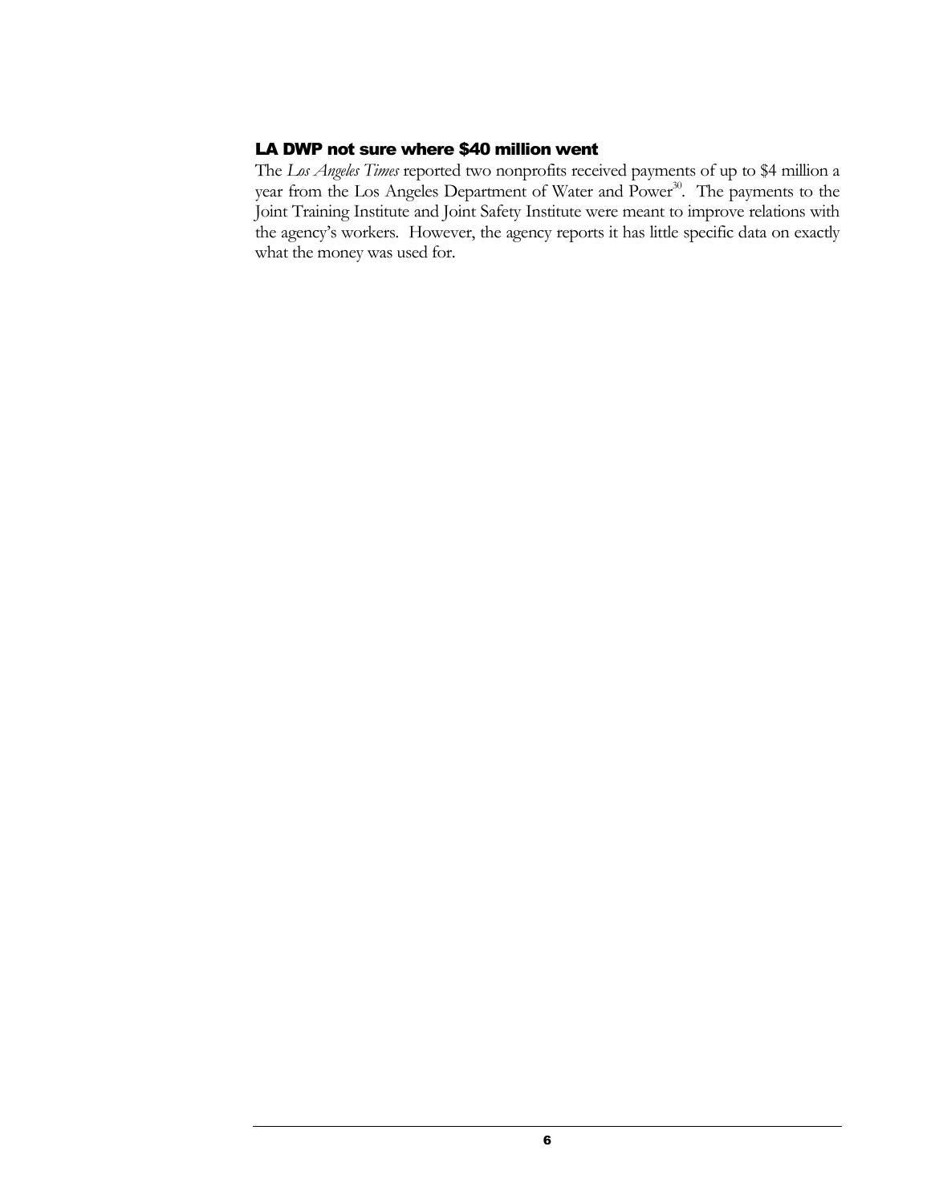### LA DWP not sure where $40 million went

The *Los Angeles Times* reported two nonprofits received payments of up to $4 million a year from the Los Angeles Department of Water and Power[30]. The payments to the Joint Training Institute and Joint Safety Institute were meant to improve relations with the agency's workers. However, the agency reports it has little specific data on exactly what the money was used for.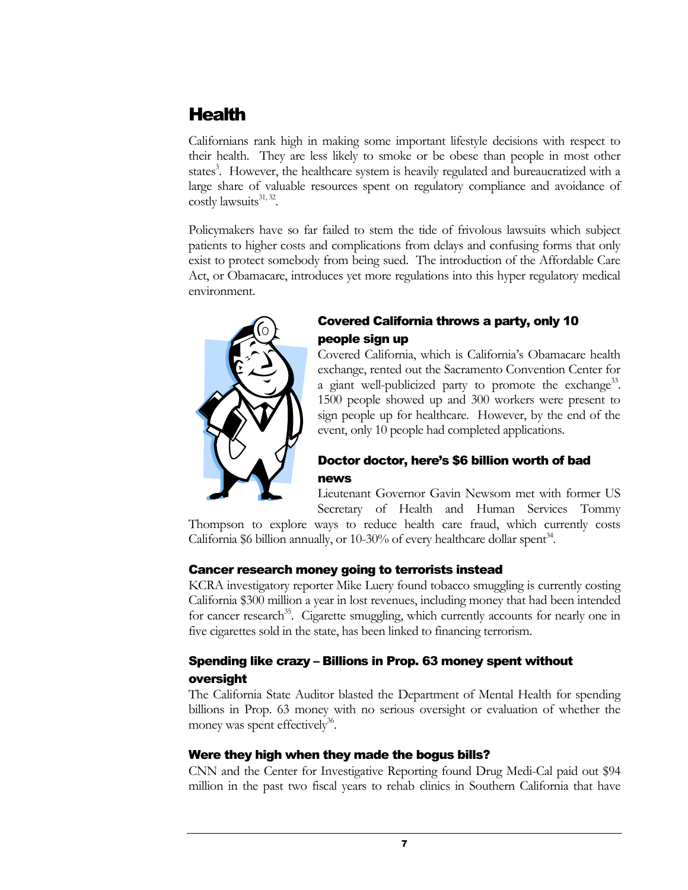# Health

Californians rank high in making some important lifestyle decisions with respect to their health. They are less likely to smoke or be obese than people in most other states[3]. However, the healthcare system is heavily regulated and bureaucratized with a large share of valuable resources spent on regulatory compliance and avoidance of costly lawsuits[31, 32].

Policymakers have so far failed to stem the tide of frivolous lawsuits which subject patients to higher costs and complications from delays and confusing forms that only exist to protect somebody from being sued. The introduction of the Affordable Care Act, or Obamacare, introduces yet more regulations into this hyper regulatory medical environment.

### Covered California throws a party, only 10 people sign up

Covered California, which is California's Obamacare health exchange, rented out the Sacramento Convention Center for a giant well-publicized party to promote the exchange[33]. 1500 people showed up and 300 workers were present to sign people up for healthcare. However, by the end of the event, only 10 people had completed applications.

### Doctor doctor, here's $6 billion worth of bad news

Lieutenant Governor Gavin Newsom met with former US Secretary of Health and Human Services Tommy Thompson to explore ways to reduce health care fraud, which currently costs California $6 billion annually, or 10-30% of every healthcare dollar spent[34].

### Cancer research money going to terrorists instead

KCRA investigatory reporter Mike Luery found tobacco smuggling is currently costing California $300 million a year in lost revenues, including money that had been intended for cancer research[35]. Cigarette smuggling, which currently accounts for nearly one in five cigarettes sold in the state, has been linked to financing terrorism.

### Spending like crazy – Billions in Prop. 63 money spent without oversight

The California State Auditor blasted the Department of Mental Health for spending billions in Prop. 63 money with no serious oversight or evaluation of whether the money was spent effectively[36].

### Were they high when they made the bogus bills?

CNN and the Center for Investigative Reporting found Drug Medi-Cal paid out $94 million in the past two fiscal years to rehab clinics in Southern California that have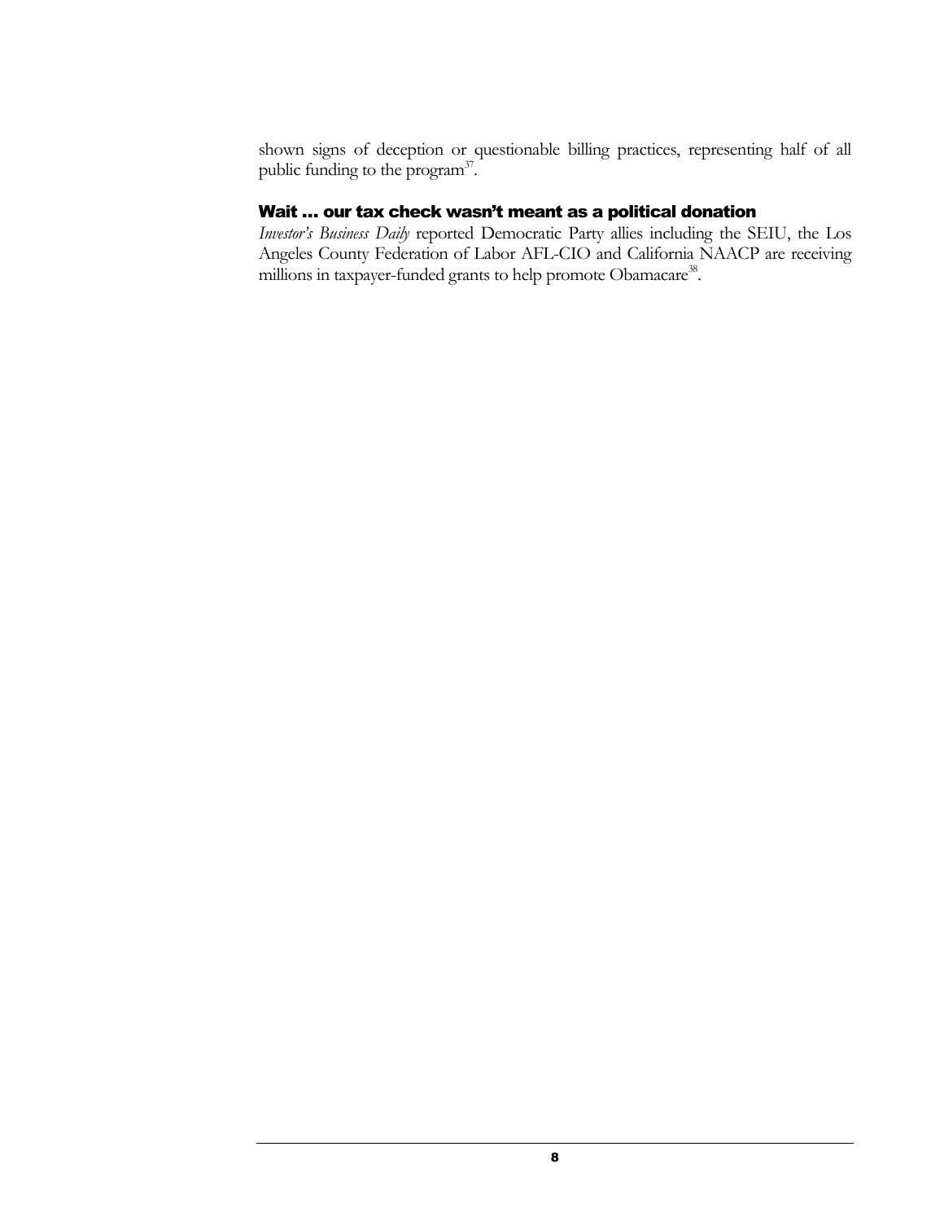shown signs of deception or questionable billing practices, representing half of all public funding to the program[37].

## Wait … our tax check wasn't meant as a political donation

*Investor's Business Daily* reported Democratic Party allies including the SEIU, the Los Angeles County Federation of Labor AFL-CIO and California NAACP are receiving millions in taxpayer-funded grants to help promote Obamacare[38].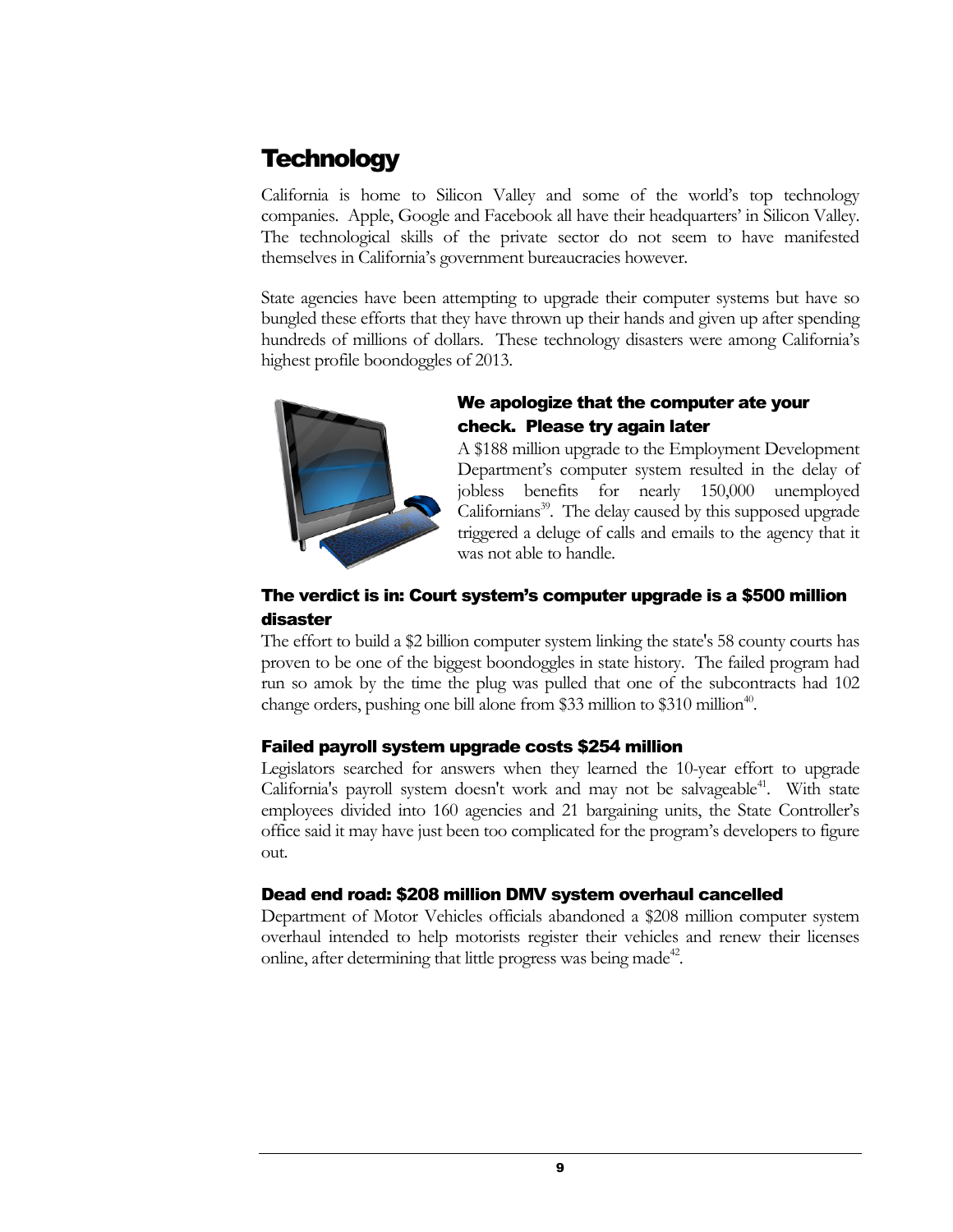# Technology

California is home to Silicon Valley and some of the world's top technology companies. Apple, Google and Facebook all have their headquarters' in Silicon Valley. The technological skills of the private sector do not seem to have manifested themselves in California's government bureaucracies however.

State agencies have been attempting to upgrade their computer systems but have so bungled these efforts that they have thrown up their hands and given up after spending hundreds of millions of dollars. These technology disasters were among California's highest profile boondoggles of 2013.

### We apologize that the computer ate your check. Please try again later

A $188 million upgrade to the Employment Development Department's computer system resulted in the delay of jobless benefits for nearly 150,000 unemployed Californians[39]. The delay caused by this supposed upgrade triggered a deluge of calls and emails to the agency that it was not able to handle.

### The verdict is in: Court system's computer upgrade is a $500 million disaster

The effort to build a $2 billion computer system linking the state's 58 county courts has proven to be one of the biggest boondoggles in state history. The failed program had run so amok by the time the plug was pulled that one of the subcontracts had 102 change orders, pushing one bill alone from $33 million to $310 million[40].

### Failed payroll system upgrade costs $254 million

Legislators searched for answers when they learned the 10-year effort to upgrade California's payroll system doesn't work and may not be salvageable[41]. With state employees divided into 160 agencies and 21 bargaining units, the State Controller's office said it may have just been too complicated for the program's developers to figure out.

### Dead end road: $208 million DMV system overhaul cancelled

Department of Motor Vehicles officials abandoned a $208 million computer system overhaul intended to help motorists register their vehicles and renew their licenses online, after determining that little progress was being made[42].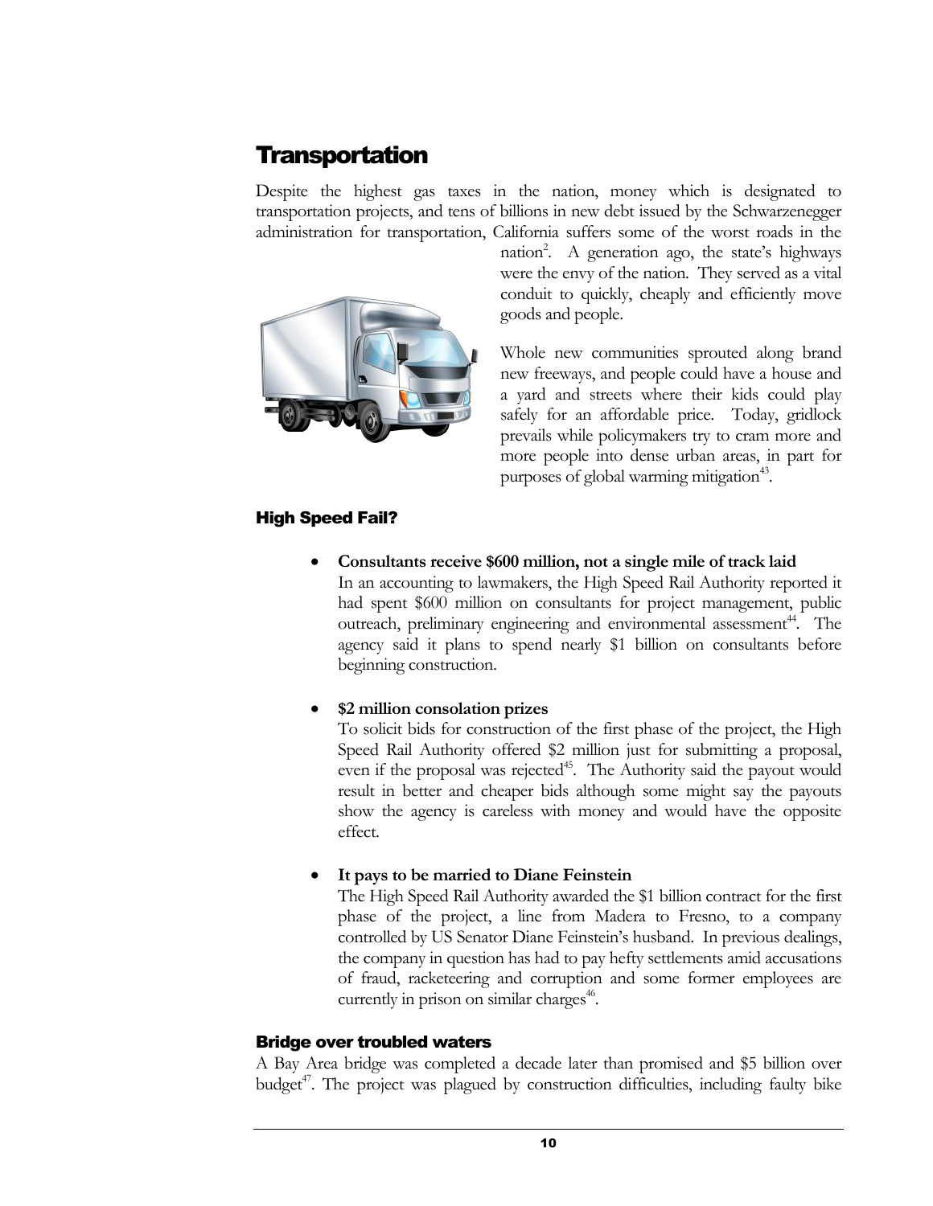# Transportation

Despite the highest gas taxes in the nation, money which is designated to transportation projects, and tens of billions in new debt issued by the Schwarzenegger administration for transportation, California suffers some of the worst roads in the nation[2]. A generation ago, the state's highways were the envy of the nation. They served as a vital conduit to quickly, cheaply and efficiently move goods and people.

Whole new communities sprouted along brand new freeways, and people could have a house and a yard and streets where their kids could play safely for an affordable price. Today, gridlock prevails while policymakers try to cram more and more people into dense urban areas, in part for purposes of global warming mitigation[43].

## High Speed Fail?

- **Consultants receive $600 million, not a single mile of track laid**
  In an accounting to lawmakers, the High Speed Rail Authority reported it had spent $600 million on consultants for project management, public outreach, preliminary engineering and environmental assessment[44]. The agency said it plans to spend nearly $1 billion on consultants before beginning construction.

- **$2 million consolation prizes**
  To solicit bids for construction of the first phase of the project, the High Speed Rail Authority offered $2 million just for submitting a proposal, even if the proposal was rejected[45]. The Authority said the payout would result in better and cheaper bids although some might say the payouts show the agency is careless with money and would have the opposite effect.

- **It pays to be married to Diane Feinstein**
  The High Speed Rail Authority awarded the $1 billion contract for the first phase of the project, a line from Madera to Fresno, to a company controlled by US Senator Diane Feinstein's husband. In previous dealings, the company in question has had to pay hefty settlements amid accusations of fraud, racketeering and corruption and some former employees are currently in prison on similar charges[46].

## Bridge over troubled waters

A Bay Area bridge was completed a decade later than promised and $5 billion over budget[47]. The project was plagued by construction difficulties, including faulty bike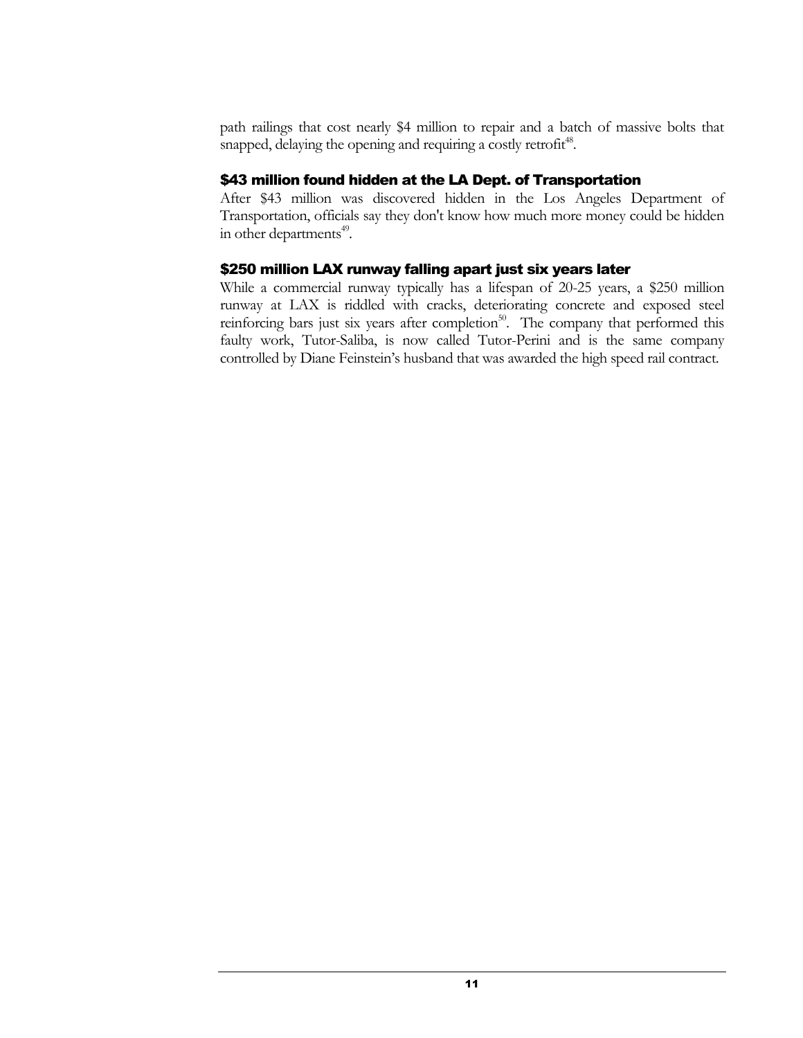path railings that cost nearly $4 million to repair and a batch of massive bolts that snapped, delaying the opening and requiring a costly retrofit[48].

### $43 million found hidden at the LA Dept. of Transportation

After $43 million was discovered hidden in the Los Angeles Department of Transportation, officials say they don't know how much more money could be hidden in other departments[49].

### $250 million LAX runway falling apart just six years later

While a commercial runway typically has a lifespan of 20-25 years, a $250 million runway at LAX is riddled with cracks, deteriorating concrete and exposed steel reinforcing bars just six years after completion[50]. The company that performed this faulty work, Tutor-Saliba, is now called Tutor-Perini and is the same company controlled by Diane Feinstein's husband that was awarded the high speed rail contract.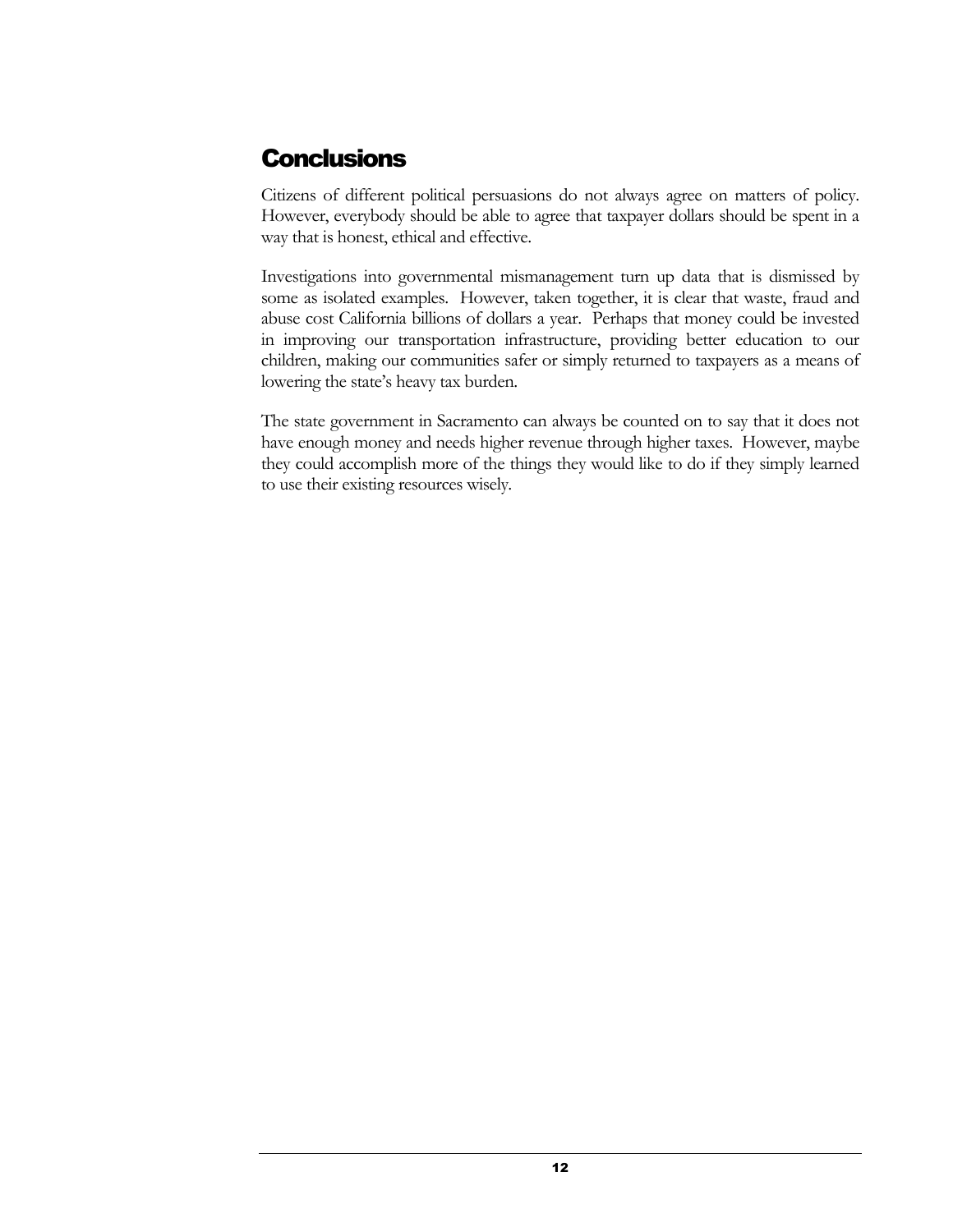## Conclusions

Citizens of different political persuasions do not always agree on matters of policy. However, everybody should be able to agree that taxpayer dollars should be spent in a way that is honest, ethical and effective.

Investigations into governmental mismanagement turn up data that is dismissed by some as isolated examples. However, taken together, it is clear that waste, fraud and abuse cost California billions of dollars a year. Perhaps that money could be invested in improving our transportation infrastructure, providing better education to our children, making our communities safer or simply returned to taxpayers as a means of lowering the state's heavy tax burden.

The state government in Sacramento can always be counted on to say that it does not have enough money and needs higher revenue through higher taxes. However, maybe they could accomplish more of the things they would like to do if they simply learned to use their existing resources wisely.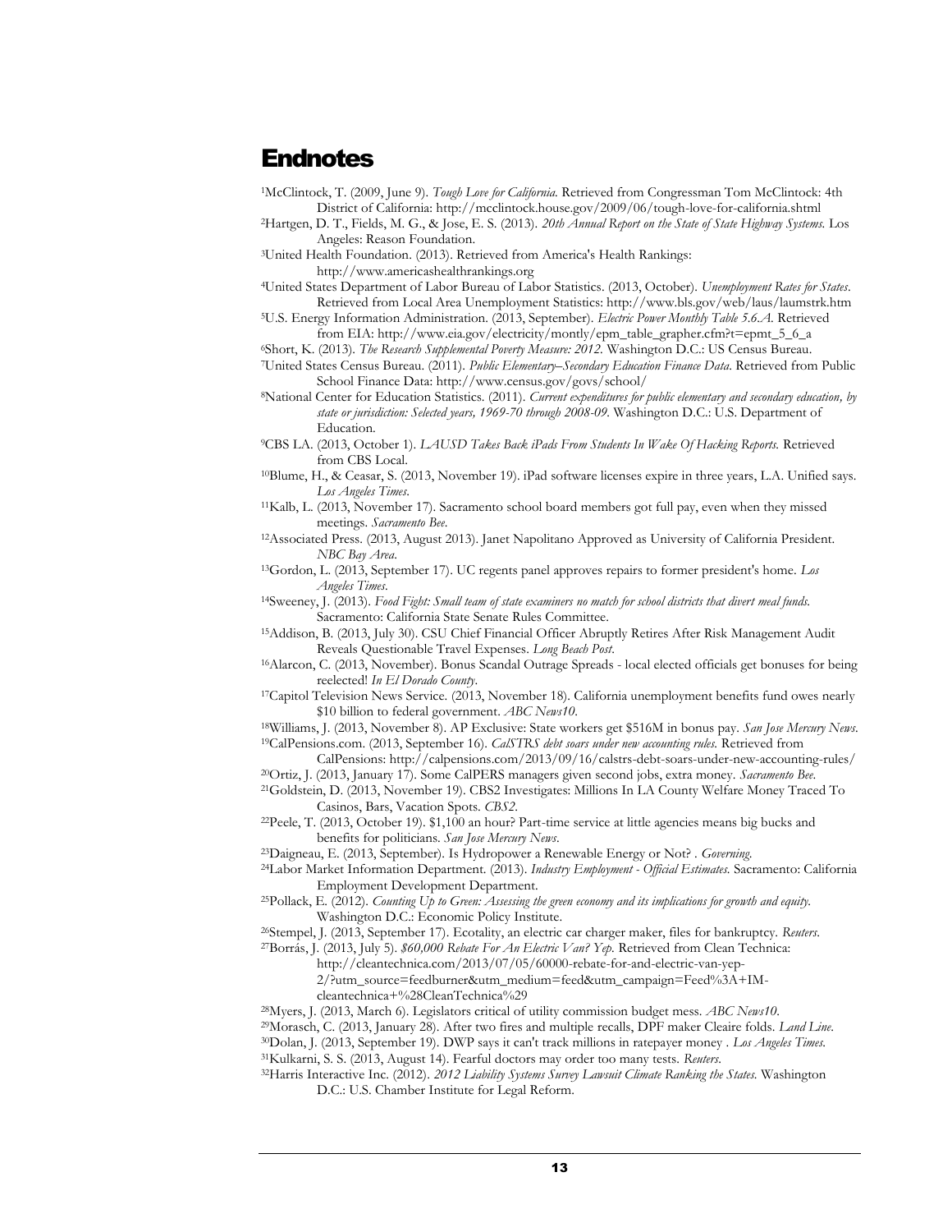# Endnotes

[1]McClintock, T. (2009, June 9). *Tough Love for California.* Retrieved from Congressman Tom McClintock: 4th District of California: http://mcclintock.house.gov/2009/06/tough-love-for-california.shtml

[2]Hartgen, D. T., Fields, M. G., & Jose, E. S. (2013). *20th Annual Report on the State of State Highway Systems.* Los Angeles: Reason Foundation.

[3]United Health Foundation. (2013). Retrieved from America's Health Rankings: http://www.americashealthrankings.org

[4]United States Department of Labor Bureau of Labor Statistics. (2013, October). *Unemployment Rates for States.* Retrieved from Local Area Unemployment Statistics: http://www.bls.gov/web/laus/laumstrk.htm

[5]U.S. Energy Information Administration. (2013, September). *Electric Power Monthly Table 5.6.A.* Retrieved from EIA: http://www.eia.gov/electricity/montly/epm_table_grapher.cfm?t=epmt_5_6_a

[6]Short, K. (2013). *The Research Supplemental Poverty Measure: 2012.* Washington D.C.: US Census Bureau.

[7]United States Census Bureau. (2011). *Public Elementary–Secondary Education Finance Data.* Retrieved from Public School Finance Data: http://www.census.gov/govs/school/

[8]National Center for Education Statistics. (2011). *Current expenditures for public elementary and secondary education, by state or jurisdiction: Selected years, 1969-70 through 2008-09.* Washington D.C.: U.S. Department of Education.

[9]CBS LA. (2013, October 1). *LAUSD Takes Back iPads From Students In Wake Of Hacking Reports.* Retrieved from CBS Local.

[10]Blume, H., & Ceasar, S. (2013, November 19). iPad software licenses expire in three years, L.A. Unified says. *Los Angeles Times.*

[11]Kalb, L. (2013, November 17). Sacramento school board members got full pay, even when they missed meetings. *Sacramento Bee.*

[12]Associated Press. (2013, August 2013). Janet Napolitano Approved as University of California President. *NBC Bay Area.*

[13]Gordon, L. (2013, September 17). UC regents panel approves repairs to former president's home. *Los Angeles Times.*

[14]Sweeney, J. (2013). *Food Fight: Small team of state examiners no match for school districts that divert meal funds.* Sacramento: California State Senate Rules Committee.

[15]Addison, B. (2013, July 30). CSU Chief Financial Officer Abruptly Retires After Risk Management Audit Reveals Questionable Travel Expenses. *Long Beach Post.*

[16]Alarcon, C. (2013, November). Bonus Scandal Outrage Spreads - local elected officials get bonuses for being reelected! *In El Dorado County.*

[17]Capitol Television News Service. (2013, November 18). California unemployment benefits fund owes nearly $10 billion to federal government. *ABC News10.*

[18]Williams, J. (2013, November 8). AP Exclusive: State workers get $516M in bonus pay. *San Jose Mercury News.*

[19]CalPensions.com. (2013, September 16). *CalSTRS debt soars under new accounting rules.* Retrieved from CalPensions: http://calpensions.com/2013/09/16/calstrs-debt-soars-under-new-accounting-rules/

[20]Ortiz, J. (2013, January 17). Some CalPERS managers given second jobs, extra money. *Sacramento Bee.*

[21]Goldstein, D. (2013, November 19). CBS2 Investigates: Millions In LA County Welfare Money Traced To Casinos, Bars, Vacation Spots. *CBS2.*

[22]Peele, T. (2013, October 19). $1,100 an hour? Part-time service at little agencies means big bucks and benefits for politicians. *San Jose Mercury News.*

[23]Daigneau, E. (2013, September). Is Hydropower a Renewable Energy or Not? . *Governing.*

[24]Labor Market Information Department. (2013). *Industry Employment - Official Estimates.* Sacramento: California Employment Development Department.

[25]Pollack, E. (2012). *Counting Up to Green: Assessing the green economy and its implications for growth and equity.* Washington D.C.: Economic Policy Institute.

[26]Stempel, J. (2013, September 17). Ecotality, an electric car charger maker, files for bankruptcy. *Reuters.*

[27]Borrás, J. (2013, July 5). *$60,000 Rebate For An Electric Van? Yep.* Retrieved from Clean Technica: http://cleantechnica.com/2013/07/05/60000-rebate-for-and-electric-van-yep-2/?utm_source=feedburner&utm_medium=feed&utm_campaign=Feed%3A+IM-cleantechnica+%28CleanTechnica%29

[28]Myers, J. (2013, March 6). Legislators critical of utility commission budget mess. *ABC News10.*

[29]Morasch, C. (2013, January 28). After two fires and multiple recalls, DPF maker Cleaire folds. *Land Line.*

[30]Dolan, J. (2013, September 19). DWP says it can't track millions in ratepayer money . *Los Angeles Times.*

[31]Kulkarni, S. S. (2013, August 14). Fearful doctors may order too many tests. *Reuters.*

[32]Harris Interactive Inc. (2012). *2012 Liability Systems Survey Lawsuit Climate Ranking the States.* Washington D.C.: U.S. Chamber Institute for Legal Reform.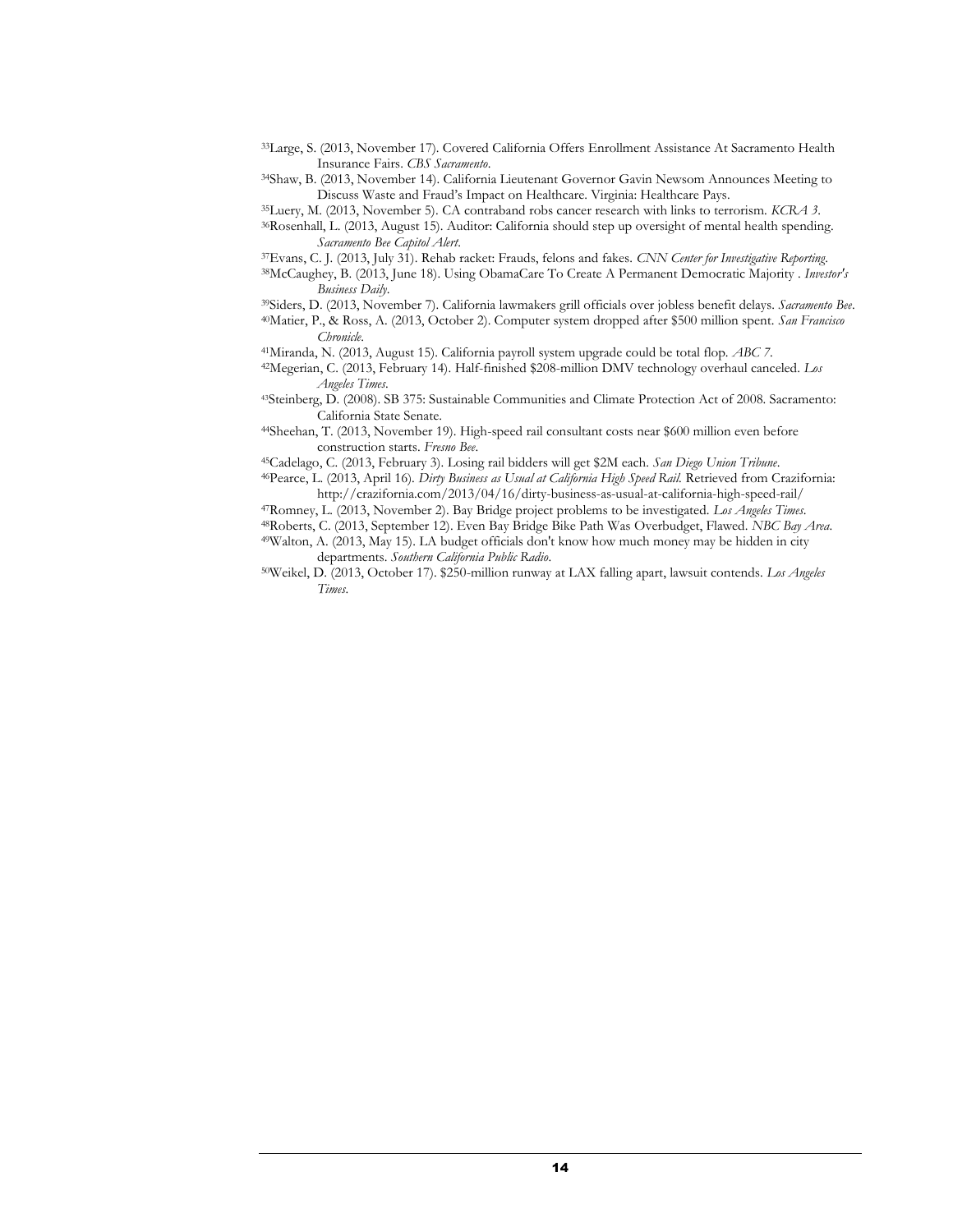[33]Large, S. (2013, November 17). Covered California Offers Enrollment Assistance At Sacramento Health Insurance Fairs. *CBS Sacramento*.

[34]Shaw, B. (2013, November 14). California Lieutenant Governor Gavin Newsom Announces Meeting to Discuss Waste and Fraud's Impact on Healthcare. Virginia: Healthcare Pays.

[35]Luery, M. (2013, November 5). CA contraband robs cancer research with links to terrorism. *KCRA 3*.

[36]Rosenhall, L. (2013, August 15). Auditor: California should step up oversight of mental health spending. *Sacramento Bee Capitol Alert*.

[37]Evans, C. J. (2013, July 31). Rehab racket: Frauds, felons and fakes. *CNN Center for Investigative Reporting*.

[38]McCaughey, B. (2013, June 18). Using ObamaCare To Create A Permanent Democratic Majority . *Investor's Business Daily*.

[39]Siders, D. (2013, November 7). California lawmakers grill officials over jobless benefit delays. *Sacramento Bee*.

[40]Matier, P., & Ross, A. (2013, October 2). Computer system dropped after $500 million spent. *San Francisco Chronicle*.

[41]Miranda, N. (2013, August 15). California payroll system upgrade could be total flop. *ABC 7*.

[42]Megerian, C. (2013, February 14). Half-finished $208-million DMV technology overhaul canceled. *Los Angeles Times*.

[43]Steinberg, D. (2008). SB 375: Sustainable Communities and Climate Protection Act of 2008. Sacramento: California State Senate.

[44]Sheehan, T. (2013, November 19). High-speed rail consultant costs near $600 million even before construction starts. *Fresno Bee*.

[45]Cadelago, C. (2013, February 3). Losing rail bidders will get $2M each. *San Diego Union Tribune*.

[46]Pearce, L. (2013, April 16). *Dirty Business as Usual at California High Speed Rail*. Retrieved from Crazifornia: http://crazifornia.com/2013/04/16/dirty-business-as-usual-at-california-high-speed-rail/

[47]Romney, L. (2013, November 2). Bay Bridge project problems to be investigated. *Los Angeles Times*.

[48]Roberts, C. (2013, September 12). Even Bay Bridge Bike Path Was Overbudget, Flawed. *NBC Bay Area*.

[49]Walton, A. (2013, May 15). LA budget officials don't know how much money may be hidden in city departments. *Southern California Public Radio*.

[50]Weikel, D. (2013, October 17). $250-million runway at LAX falling apart, lawsuit contends. *Los Angeles Times*.